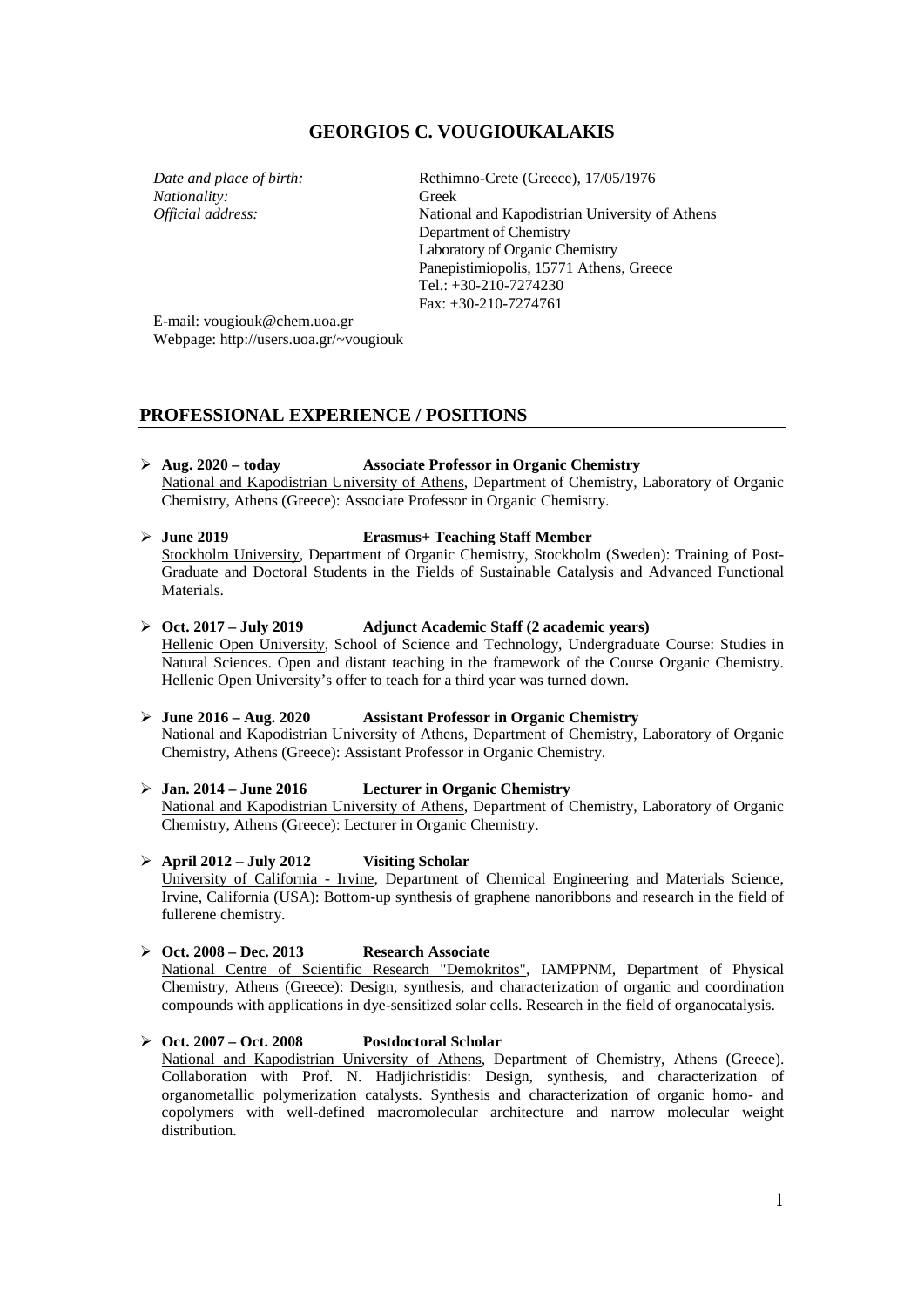# GEORGIOS C. VOUGIOUKALAKIS

*Date and place of birth:* Rethimno-Crete (Greece), 17/05/1976
*Nationality:* Greek
*Official address:* National and Kapodistrian University of Athens
Department of Chemistry
Laboratory of Organic Chemistry
Panepistimiopolis, 15771 Athens, Greece
Tel.: +30-210-7274230
Fax: +30-210-7274761

E-mail: vougiouk@chem.uoa.gr
Webpage: http://users.uoa.gr/~vougiouk

## PROFESSIONAL EXPERIENCE / POSITIONS

- **Aug. 2020 – today** **Associate Professor in Organic Chemistry**
National and Kapodistrian University of Athens, Department of Chemistry, Laboratory of Organic Chemistry, Athens (Greece): Associate Professor in Organic Chemistry.

- **June 2019** **Erasmus+ Teaching Staff Member**
Stockholm University, Department of Organic Chemistry, Stockholm (Sweden): Training of Post-Graduate and Doctoral Students in the Fields of Sustainable Catalysis and Advanced Functional Materials.

- **Oct. 2017 – July 2019** **Adjunct Academic Staff (2 academic years)**
Hellenic Open University, School of Science and Technology, Undergraduate Course: Studies in Natural Sciences. Open and distant teaching in the framework of the Course Organic Chemistry. Hellenic Open University's offer to teach for a third year was turned down.

- **June 2016 – Aug. 2020** **Assistant Professor in Organic Chemistry**
National and Kapodistrian University of Athens, Department of Chemistry, Laboratory of Organic Chemistry, Athens (Greece): Assistant Professor in Organic Chemistry.

- **Jan. 2014 – June 2016** **Lecturer in Organic Chemistry**
National and Kapodistrian University of Athens, Department of Chemistry, Laboratory of Organic Chemistry, Athens (Greece): Lecturer in Organic Chemistry.

- **April 2012 – July 2012** **Visiting Scholar**
University of California - Irvine, Department of Chemical Engineering and Materials Science, Irvine, California (USA): Bottom-up synthesis of graphene nanoribbons and research in the field of fullerene chemistry.

- **Oct. 2008 – Dec. 2013** **Research Associate**
National Centre of Scientific Research "Demokritos", IAMPPNM, Department of Physical Chemistry, Athens (Greece): Design, synthesis, and characterization of organic and coordination compounds with applications in dye-sensitized solar cells. Research in the field of organocatalysis.

- **Oct. 2007 – Oct. 2008** **Postdoctoral Scholar**
National and Kapodistrian University of Athens, Department of Chemistry, Athens (Greece). Collaboration with Prof. N. Hadjichristidis: Design, synthesis, and characterization of organometallic polymerization catalysts. Synthesis and characterization of organic homo- and copolymers with well-defined macromolecular architecture and narrow molecular weight distribution.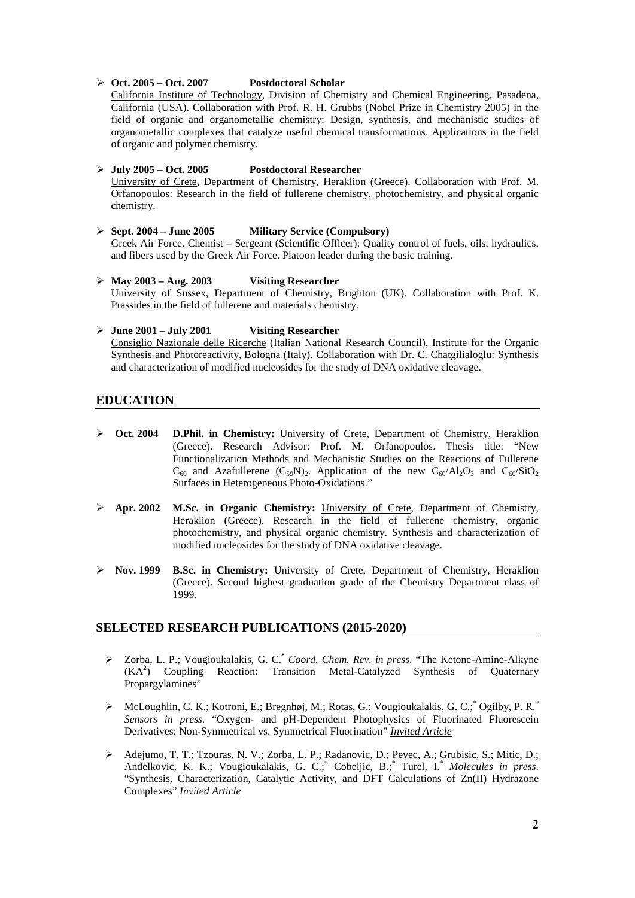- **Oct. 2005 – Oct. 2007 Postdoctoral Scholar**
  California Institute of Technology, Division of Chemistry and Chemical Engineering, Pasadena, California (USA). Collaboration with Prof. R. H. Grubbs (Nobel Prize in Chemistry 2005) in the field of organic and organometallic chemistry: Design, synthesis, and mechanistic studies of organometallic complexes that catalyze useful chemical transformations. Applications in the field of organic and polymer chemistry.

- **July 2005 – Oct. 2005 Postdoctoral Researcher**
  University of Crete, Department of Chemistry, Heraklion (Greece). Collaboration with Prof. M. Orfanopoulos: Research in the field of fullerene chemistry, photochemistry, and physical organic chemistry.

- **Sept. 2004 – June 2005 Military Service (Compulsory)**
  Greek Air Force. Chemist – Sergeant (Scientific Officer): Quality control of fuels, oils, hydraulics, and fibers used by the Greek Air Force. Platoon leader during the basic training.

- **May 2003 – Aug. 2003 Visiting Researcher**
  University of Sussex, Department of Chemistry, Brighton (UK). Collaboration with Prof. K. Prassides in the field of fullerene and materials chemistry.

- **June 2001 – July 2001 Visiting Researcher**
  Consiglio Nazionale delle Ricerche (Italian National Research Council), Institute for the Organic Synthesis and Photoreactivity, Bologna (Italy). Collaboration with Dr. C. Chatgilialoglu: Synthesis and characterization of modified nucleosides for the study of DNA oxidative cleavage.

## EDUCATION

- **Oct. 2004** **D.Phil. in Chemistry:** University of Crete, Department of Chemistry, Heraklion (Greece). Research Advisor: Prof. M. Orfanopoulos. Thesis title: "New Functionalization Methods and Mechanistic Studies on the Reactions of Fullerene $C_{60}$ and Azafullerene $(C_{59}N)_2$. Application of the new $C_{60}/Al_2O_3$ and $C_{60}/SiO_2$ Surfaces in Heterogeneous Photo-Oxidations."

- **Apr. 2002** **M.Sc. in Organic Chemistry:** University of Crete, Department of Chemistry, Heraklion (Greece). Research in the field of fullerene chemistry, organic photochemistry, and physical organic chemistry. Synthesis and characterization of modified nucleosides for the study of DNA oxidative cleavage.

- **Nov. 1999** **B.Sc. in Chemistry:** University of Crete, Department of Chemistry, Heraklion (Greece). Second highest graduation grade of the Chemistry Department class of 1999.

## SELECTED RESEARCH PUBLICATIONS (2015-2020)

- Zorba, L. P.; Vougioukalakis, G. C.* *Coord. Chem. Rev. in press.* "The Ketone-Amine-Alkyne ($KA^2$) Coupling Reaction: Transition Metal-Catalyzed Synthesis of Quaternary Propargylamines"

- McLoughlin, C. K.; Kotroni, E.; Bregnhøj, M.; Rotas, G.; Vougioukalakis, G. C.;* Ogilby, P. R.* *Sensors in press.* "Oxygen- and pH-Dependent Photophysics of Fluorinated Fluorescein Derivatives: Non-Symmetrical vs. Symmetrical Fluorination" ***Invited Article***

- Adejumo, T. T.; Tzouras, N. V.; Zorba, L. P.; Radanovic, D.; Pevec, A.; Grubisic, S.; Mitic, D.; Andelkovic, K. K.; Vougioukalakis, G. C.;* Cobeljic, B.;* Turel, I.* *Molecules in press.* "Synthesis, Characterization, Catalytic Activity, and DFT Calculations of Zn(II) Hydrazone Complexes" ***Invited Article***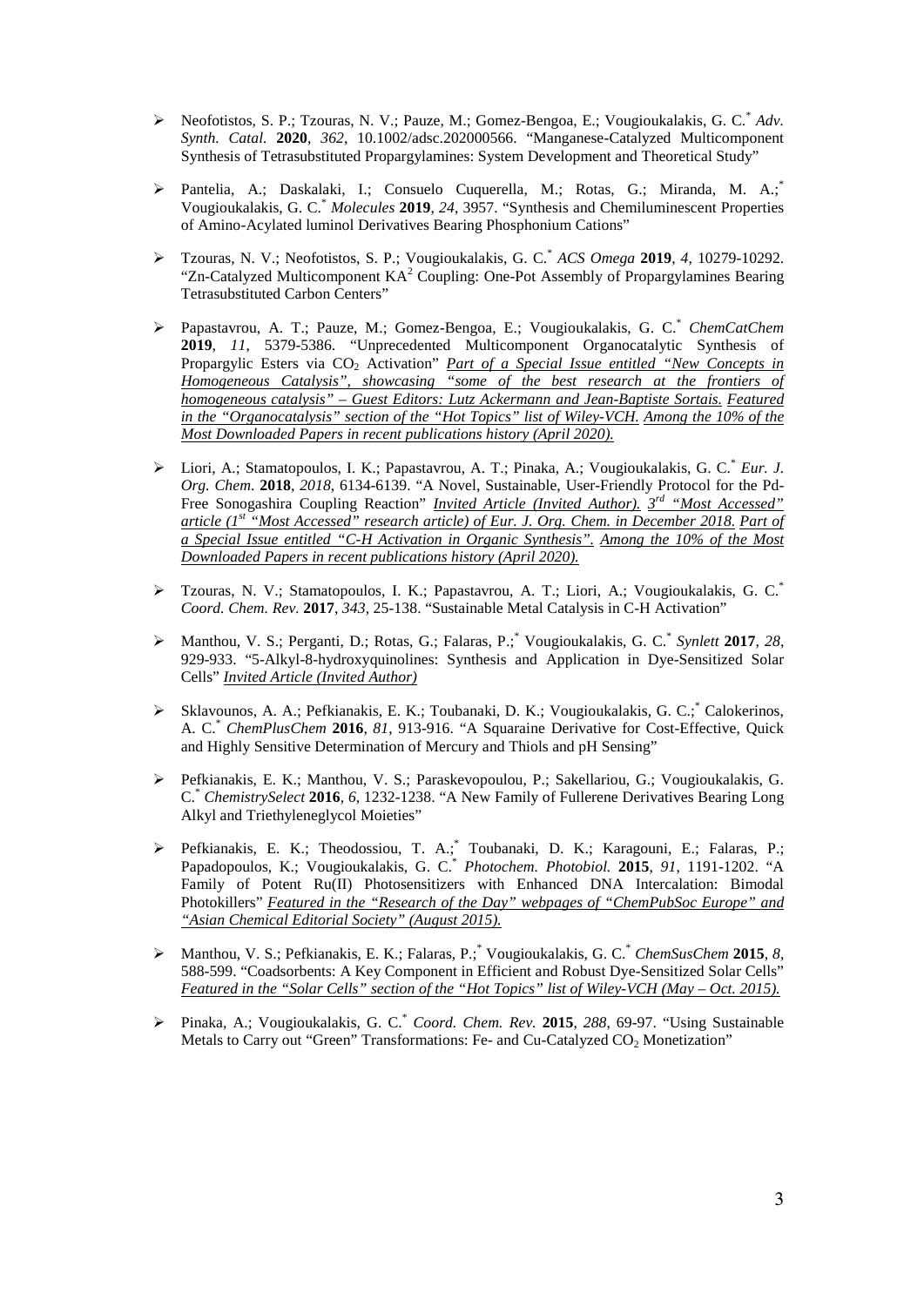- Neofotistos, S. P.; Tzouras, N. V.; Pauze, M.; Gomez-Bengoa, E.; Vougioukalakis, G. C.* *Adv. Synth. Catal.* **2020**, *362*, 10.1002/adsc.202000566. "Manganese-Catalyzed Multicomponent Synthesis of Tetrasubstituted Propargylamines: System Development and Theoretical Study"

- Pantelia, A.; Daskalaki, I.; Consuelo Cuquerella, M.; Rotas, G.; Miranda, M. A.;* Vougioukalakis, G. C.* *Molecules* **2019**, *24*, 3957. "Synthesis and Chemiluminescent Properties of Amino-Acylated luminol Derivatives Bearing Phosphonium Cations"

- Tzouras, N. V.; Neofotistos, S. P.; Vougioukalakis, G. C.* *ACS Omega* **2019**, *4*, 10279-10292. "Zn-Catalyzed Multicomponent $KA^2$ Coupling: One-Pot Assembly of Propargylamines Bearing Tetrasubstituted Carbon Centers"

- Papastavrou, A. T.; Pauze, M.; Gomez-Bengoa, E.; Vougioukalakis, G. C.* *ChemCatChem* **2019**, *11*, 5379-5386. "Unprecedented Multicomponent Organocatalytic Synthesis of Propargylic Esters via $CO_2$ Activation" *Part of a Special Issue entitled "New Concepts in Homogeneous Catalysis", showcasing "some of the best research at the frontiers of homogeneous catalysis" – Guest Editors: Lutz Ackermann and Jean-Baptiste Sortais. Featured in the "Organocatalysis" section of the "Hot Topics" list of Wiley-VCH. Among the 10% of the Most Downloaded Papers in recent publications history (April 2020).*

- Liori, A.; Stamatopoulos, I. K.; Papastavrou, A. T.; Pinaka, A.; Vougioukalakis, G. C.* *Eur. J. Org. Chem.* **2018**, *2018*, 6134-6139. "A Novel, Sustainable, User-Friendly Protocol for the Pd-Free Sonogashira Coupling Reaction" *Invited Article (Invited Author). 3rd "Most Accessed" article (1st "Most Accessed" research article) of Eur. J. Org. Chem. in December 2018. Part of a Special Issue entitled "C-H Activation in Organic Synthesis". Among the 10% of the Most Downloaded Papers in recent publications history (April 2020).*

- Tzouras, N. V.; Stamatopoulos, I. K.; Papastavrou, A. T.; Liori, A.; Vougioukalakis, G. C.* *Coord. Chem. Rev.* **2017**, *343*, 25-138. "Sustainable Metal Catalysis in C-H Activation"

- Manthou, V. S.; Perganti, D.; Rotas, G.; Falaras, P.;* Vougioukalakis, G. C.* *Synlett* **2017**, *28*, 929-933. "5-Alkyl-8-hydroxyquinolines: Synthesis and Application in Dye-Sensitized Solar Cells" *Invited Article (Invited Author)*

- Sklavounos, A. A.; Pefkianakis, E. K.; Toubanaki, D. K.; Vougioukalakis, G. C.;* Calokerinos, A. C.* *ChemPlusChem* **2016**, *81*, 913-916. "A Squaraine Derivative for Cost-Effective, Quick and Highly Sensitive Determination of Mercury and Thiols and pH Sensing"

- Pefkianakis, E. K.; Manthou, V. S.; Paraskevopoulou, P.; Sakellariou, G.; Vougioukalakis, G. C.* *ChemistrySelect* **2016**, *6*, 1232-1238. "A New Family of Fullerene Derivatives Bearing Long Alkyl and Triethyleneglycol Moieties"

- Pefkianakis, E. K.; Theodossiou, T. A.;* Toubanaki, D. K.; Karagouni, E.; Falaras, P.; Papadopoulos, K.; Vougioukalakis, G. C.* *Photochem. Photobiol.* **2015**, *91*, 1191-1202. "A Family of Potent Ru(II) Photosensitizers with Enhanced DNA Intercalation: Bimodal Photokillers" *Featured in the "Research of the Day" webpages of "ChemPubSoc Europe" and "Asian Chemical Editorial Society" (August 2015).*

- Manthou, V. S.; Pefkianakis, E. K.; Falaras, P.;* Vougioukalakis, G. C.* *ChemSusChem* **2015**, *8*, 588-599. "Coadsorbents: A Key Component in Efficient and Robust Dye-Sensitized Solar Cells" *Featured in the "Solar Cells" section of the "Hot Topics" list of Wiley-VCH (May – Oct. 2015).*

- Pinaka, A.; Vougioukalakis, G. C.* *Coord. Chem. Rev.* **2015**, *288*, 69-97. "Using Sustainable Metals to Carry out "Green" Transformations: Fe- and Cu-Catalyzed $CO_2$ Monetization"